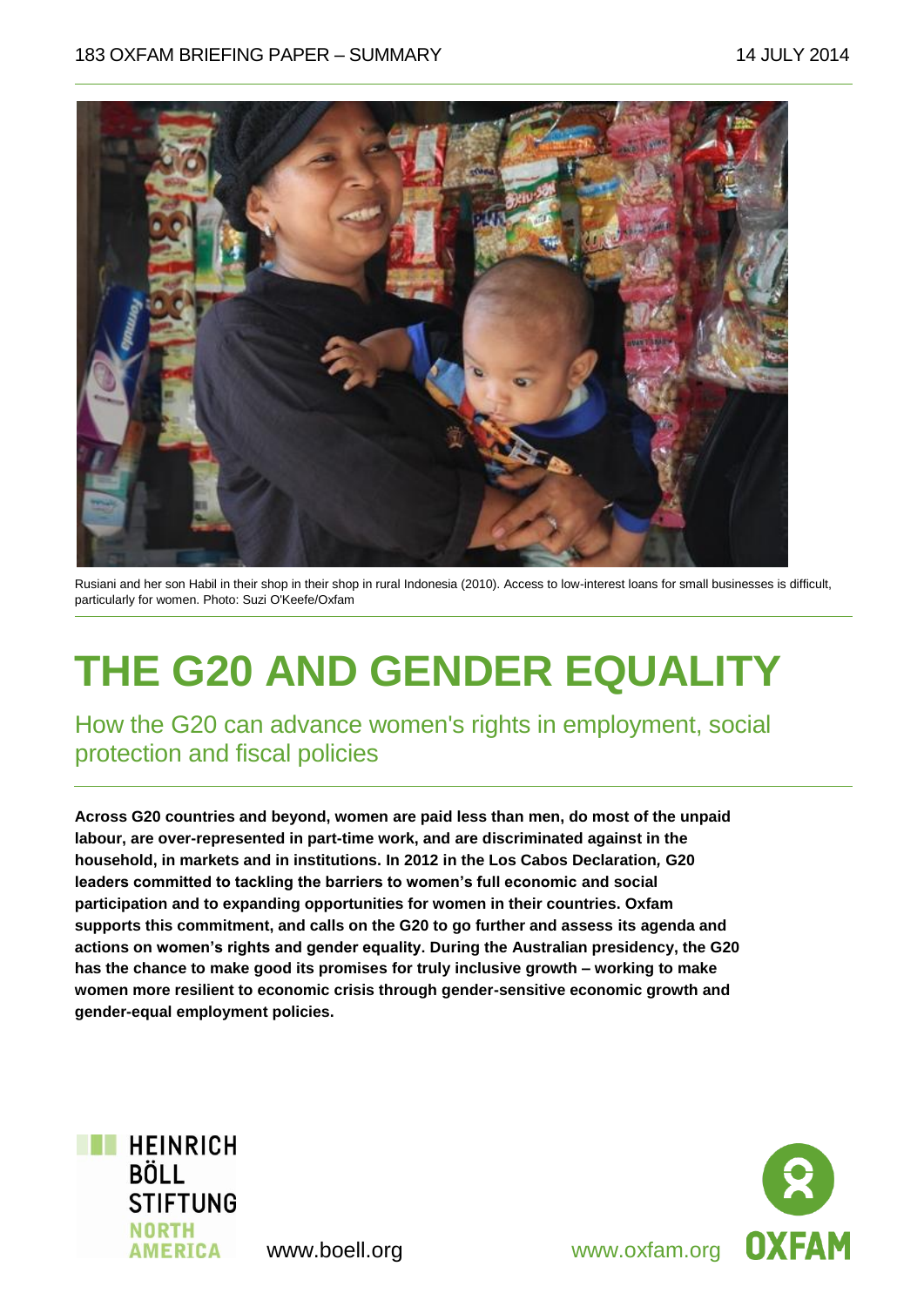183 OXFAM BRIEFING PAPER – SUMMARY 14 JULY 2014

Rusiani and her son Habil in their shop in their shop in rural Indonesia (2010). Access to low-interest loans for small businesses is difficult, particularly for women. Photo: Suzi O'Keefe/Oxfam

# THE G20 AND GENDER EQUALITY

## How the G20 can advance women's rights in employment, social protection and fiscal policies

**Across G20 countries and beyond, women are paid less than men, do most of the unpaid labour, are over-represented in part-time work, and are discriminated against in the household, in markets and in institutions. In 2012 in the Los Cabos Declaration, G20 leaders committed to tackling the barriers to women's full economic and social participation and to expanding opportunities for women in their countries. Oxfam supports this commitment, and calls on the G20 to go further and assess its agenda and actions on women's rights and gender equality. During the Australian presidency, the G20 has the chance to make good its promises for truly inclusive growth – working to make women more resilient to economic crisis through gender-sensitive economic growth and gender-equal employment policies.**

HEINRICH BÖLL STIFTUNG NORTH AMERICA www.boell.org

www.oxfam.org OXFAM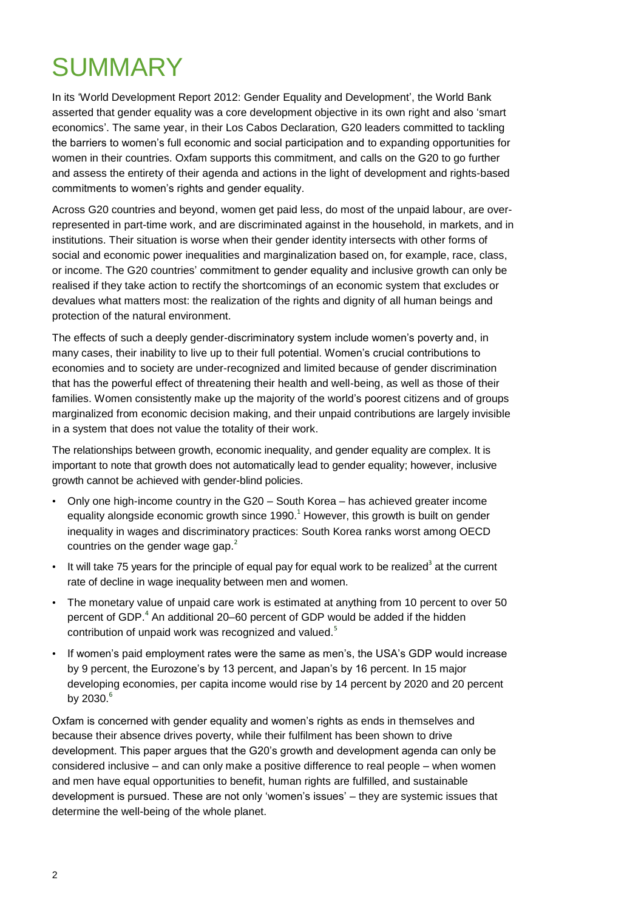# SUMMARY

In its 'World Development Report 2012: Gender Equality and Development', the World Bank asserted that gender equality was a core development objective in its own right and also 'smart economics'. The same year, in their Los Cabos Declaration, G20 leaders committed to tackling the barriers to women's full economic and social participation and to expanding opportunities for women in their countries. Oxfam supports this commitment, and calls on the G20 to go further and assess the entirety of their agenda and actions in the light of development and rights-based commitments to women's rights and gender equality.

Across G20 countries and beyond, women get paid less, do most of the unpaid labour, are over-represented in part-time work, and are discriminated against in the household, in markets, and in institutions. Their situation is worse when their gender identity intersects with other forms of social and economic power inequalities and marginalization based on, for example, race, class, or income. The G20 countries' commitment to gender equality and inclusive growth can only be realised if they take action to rectify the shortcomings of an economic system that excludes or devalues what matters most: the realization of the rights and dignity of all human beings and protection of the natural environment.

The effects of such a deeply gender-discriminatory system include women's poverty and, in many cases, their inability to live up to their full potential. Women's crucial contributions to economies and to society are under-recognized and limited because of gender discrimination that has the powerful effect of threatening their health and well-being, as well as those of their families. Women consistently make up the majority of the world's poorest citizens and of groups marginalized from economic decision making, and their unpaid contributions are largely invisible in a system that does not value the totality of their work.

The relationships between growth, economic inequality, and gender equality are complex. It is important to note that growth does not automatically lead to gender equality; however, inclusive growth cannot be achieved with gender-blind policies.

- Only one high-income country in the G20 – South Korea – has achieved greater income equality alongside economic growth since 1990.[1] However, this growth is built on gender inequality in wages and discriminatory practices: South Korea ranks worst among OECD countries on the gender wage gap.[2]
- It will take 75 years for the principle of equal pay for equal work to be realized[3] at the current rate of decline in wage inequality between men and women.
- The monetary value of unpaid care work is estimated at anything from 10 percent to over 50 percent of GDP.[4] An additional 20–60 percent of GDP would be added if the hidden contribution of unpaid work was recognized and valued.[5]
- If women's paid employment rates were the same as men's, the USA's GDP would increase by 9 percent, the Eurozone's by 13 percent, and Japan's by 16 percent. In 15 major developing economies, per capita income would rise by 14 percent by 2020 and 20 percent by 2030.[6]

Oxfam is concerned with gender equality and women's rights as ends in themselves and because their absence drives poverty, while their fulfilment has been shown to drive development. This paper argues that the G20's growth and development agenda can only be considered inclusive – and can only make a positive difference to real people – when women and men have equal opportunities to benefit, human rights are fulfilled, and sustainable development is pursued. These are not only 'women's issues' – they are systemic issues that determine the well-being of the whole planet.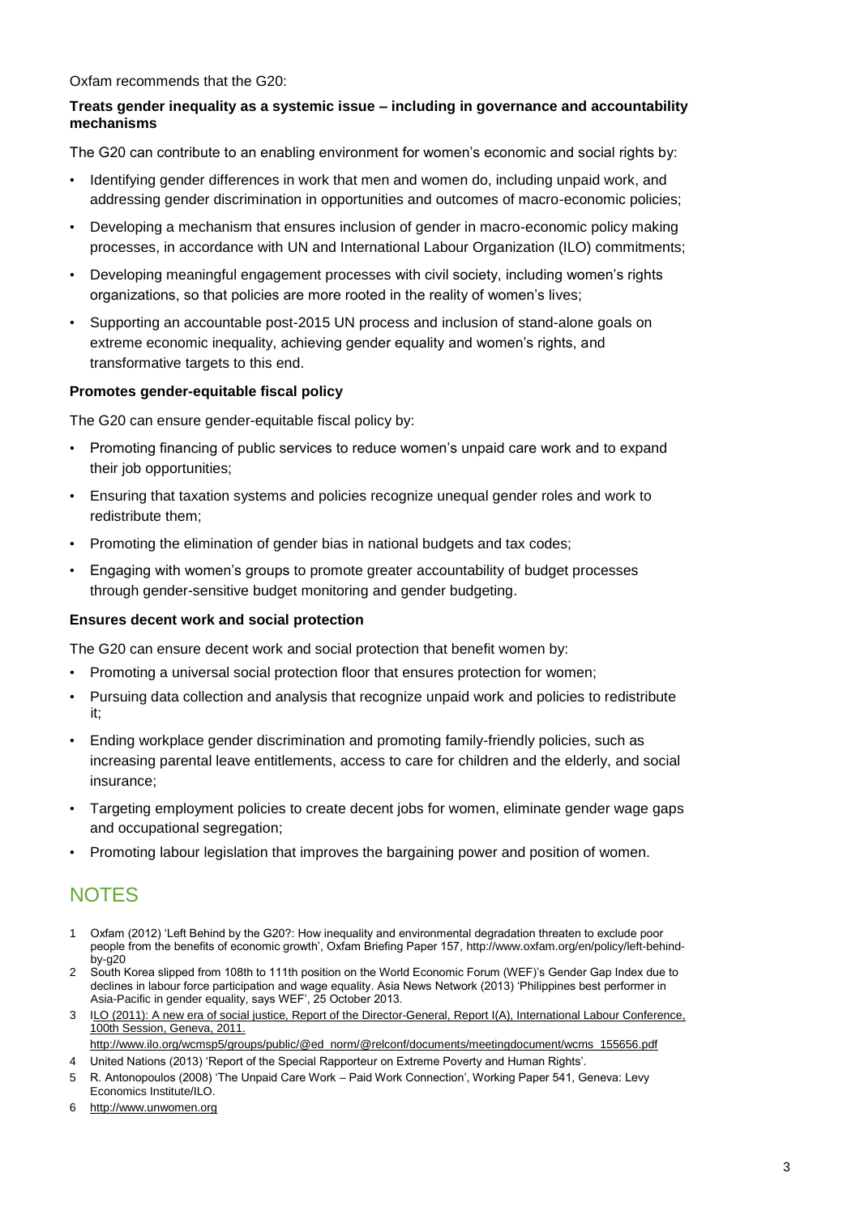Oxfam recommends that the G20:

**Treats gender inequality as a systemic issue – including in governance and accountability mechanisms**

The G20 can contribute to an enabling environment for women's economic and social rights by:

- Identifying gender differences in work that men and women do, including unpaid work, and addressing gender discrimination in opportunities and outcomes of macro-economic policies;
- Developing a mechanism that ensures inclusion of gender in macro-economic policy making processes, in accordance with UN and International Labour Organization (ILO) commitments;
- Developing meaningful engagement processes with civil society, including women's rights organizations, so that policies are more rooted in the reality of women's lives;
- Supporting an accountable post-2015 UN process and inclusion of stand-alone goals on extreme economic inequality, achieving gender equality and women's rights, and transformative targets to this end.

**Promotes gender-equitable fiscal policy**

The G20 can ensure gender-equitable fiscal policy by:

- Promoting financing of public services to reduce women's unpaid care work and to expand their job opportunities;
- Ensuring that taxation systems and policies recognize unequal gender roles and work to redistribute them;
- Promoting the elimination of gender bias in national budgets and tax codes;
- Engaging with women's groups to promote greater accountability of budget processes through gender-sensitive budget monitoring and gender budgeting.

**Ensures decent work and social protection**

The G20 can ensure decent work and social protection that benefit women by:

- Promoting a universal social protection floor that ensures protection for women;
- Pursuing data collection and analysis that recognize unpaid work and policies to redistribute it;
- Ending workplace gender discrimination and promoting family-friendly policies, such as increasing parental leave entitlements, access to care for children and the elderly, and social insurance;
- Targeting employment policies to create decent jobs for women, eliminate gender wage gaps and occupational segregation;
- Promoting labour legislation that improves the bargaining power and position of women.

# NOTES

1. Oxfam (2012) 'Left Behind by the G20?: How inequality and environmental degradation threaten to exclude poor people from the benefits of economic growth', Oxfam Briefing Paper 157, http://www.oxfam.org/en/policy/left-behind-by-g20
2. South Korea slipped from 108th to 111th position on the World Economic Forum (WEF)'s Gender Gap Index due to declines in labour force participation and wage equality. Asia News Network (2013) 'Philippines best performer in Asia-Pacific in gender equality, says WEF', 25 October 2013.
3. ILO (2011): A new era of social justice, Report of the Director-General, Report I(A), International Labour Conference, 100th Session, Geneva, 2011. http://www.ilo.org/wcmsp5/groups/public/@ed_norm/@relconf/documents/meetingdocument/wcms_155656.pdf
4. United Nations (2013) 'Report of the Special Rapporteur on Extreme Poverty and Human Rights'.
5. R. Antonopoulos (2008) 'The Unpaid Care Work – Paid Work Connection', Working Paper 541, Geneva: Levy Economics Institute/ILO.
6. http://www.unwomen.org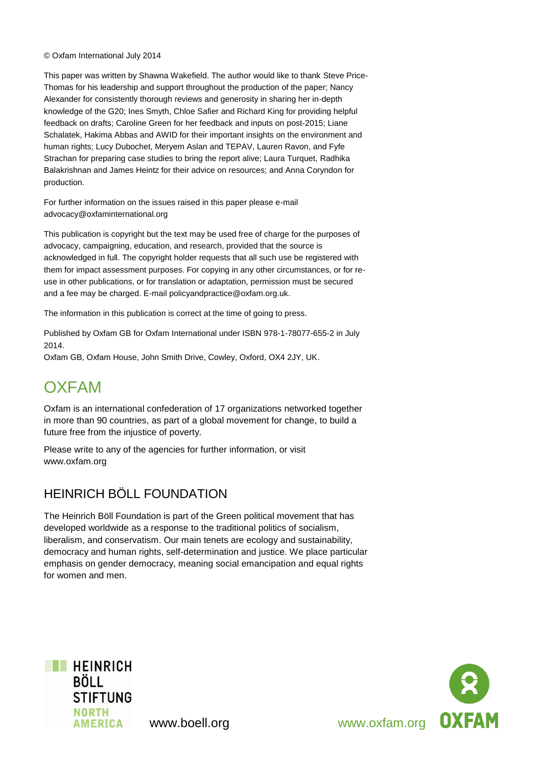© Oxfam International July 2014

This paper was written by Shawna Wakefield. The author would like to thank Steve Price-Thomas for his leadership and support throughout the production of the paper; Nancy Alexander for consistently thorough reviews and generosity in sharing her in-depth knowledge of the G20; Ines Smyth, Chloe Safier and Richard King for providing helpful feedback on drafts; Caroline Green for her feedback and inputs on post-2015; Liane Schalatek, Hakima Abbas and AWID for their important insights on the environment and human rights; Lucy Dubochet, Meryem Aslan and TEPAV, Lauren Ravon, and Fyfe Strachan for preparing case studies to bring the report alive; Laura Turquet, Radhika Balakrishnan and James Heintz for their advice on resources; and Anna Coryndon for production.

For further information on the issues raised in this paper please e-mail advocacy@oxfaminternational.org

This publication is copyright but the text may be used free of charge for the purposes of advocacy, campaigning, education, and research, provided that the source is acknowledged in full. The copyright holder requests that all such use be registered with them for impact assessment purposes. For copying in any other circumstances, or for re-use in other publications, or for translation or adaptation, permission must be secured and a fee may be charged. E-mail policyandpractice@oxfam.org.uk.

The information in this publication is correct at the time of going to press.

Published by Oxfam GB for Oxfam International under ISBN 978-1-78077-655-2 in July 2014.
Oxfam GB, Oxfam House, John Smith Drive, Cowley, Oxford, OX4 2JY, UK.

# OXFAM

Oxfam is an international confederation of 17 organizations networked together in more than 90 countries, as part of a global movement for change, to build a future free from the injustice of poverty.

Please write to any of the agencies for further information, or visit www.oxfam.org

## HEINRICH BÖLL FOUNDATION

The Heinrich Böll Foundation is part of the Green political movement that has developed worldwide as a response to the traditional politics of socialism, liberalism, and conservatism. Our main tenets are ecology and sustainability, democracy and human rights, self-determination and justice. We place particular emphasis on gender democracy, meaning social emancipation and equal rights for women and men.

HEINRICH BÖLL STIFTUNG NORTH AMERICA

www.boell.org

www.oxfam.org

OXFAM